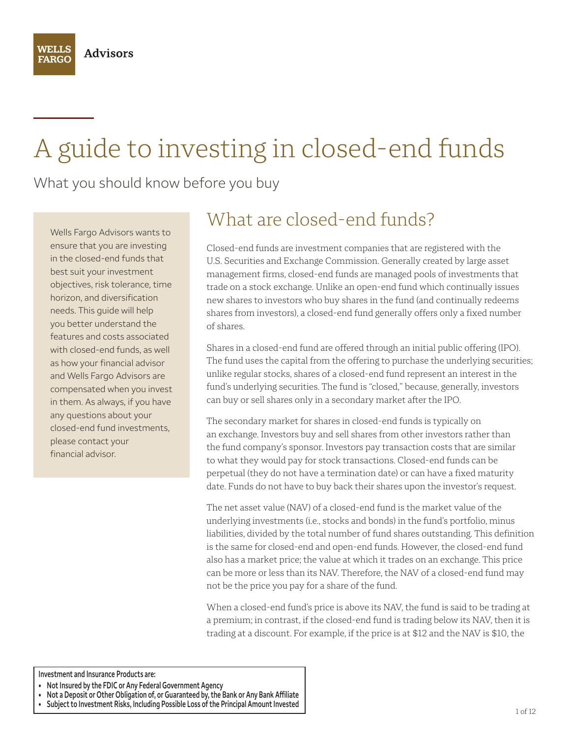Wells Fargo Advisors

# A guide to investing in closed-end funds

What you should know before you buy

Wells Fargo Advisors wants to ensure that you are investing in the closed-end funds that best suit your investment objectives, risk tolerance, time horizon, and diversification needs. This guide will help you better understand the features and costs associated with closed-end funds, as well as how your financial advisor and Wells Fargo Advisors are compensated when you invest in them. As always, if you have any questions about your closed-end fund investments, please contact your financial advisor.

## What are closed-end funds?

Closed-end funds are investment companies that are registered with the U.S. Securities and Exchange Commission. Generally created by large asset management firms, closed-end funds are managed pools of investments that trade on a stock exchange. Unlike an open-end fund which continually issues new shares to investors who buy shares in the fund (and continually redeems shares from investors), a closed-end fund generally offers only a fixed number of shares.

Shares in a closed-end fund are offered through an initial public offering (IPO). The fund uses the capital from the offering to purchase the underlying securities; unlike regular stocks, shares of a closed-end fund represent an interest in the fund's underlying securities. The fund is "closed," because, generally, investors can buy or sell shares only in a secondary market after the IPO.

The secondary market for shares in closed-end funds is typically on an exchange. Investors buy and sell shares from other investors rather than the fund company's sponsor. Investors pay transaction costs that are similar to what they would pay for stock transactions. Closed-end funds can be perpetual (they do not have a termination date) or can have a fixed maturity date. Funds do not have to buy back their shares upon the investor's request.

The net asset value (NAV) of a closed-end fund is the market value of the underlying investments (i.e., stocks and bonds) in the fund's portfolio, minus liabilities, divided by the total number of fund shares outstanding. This definition is the same for closed-end and open-end funds. However, the closed-end fund also has a market price; the value at which it trades on an exchange. This price can be more or less than its NAV. Therefore, the NAV of a closed-end fund may not be the price you pay for a share of the fund.

When a closed-end fund's price is above its NAV, the fund is said to be trading at a premium; in contrast, if the closed-end fund is trading below its NAV, then it is trading at a discount. For example, if the price is at $12 and the NAV is $10, the

**Investment and Insurance Products are:**

- **Not Insured by the FDIC or Any Federal Government Agency**
- **Not a Deposit or Other Obligation of, or Guaranteed by, the Bank or Any Bank Affiliate**
- **Subject to Investment Risks, Including Possible Loss of the Principal Amount Invested**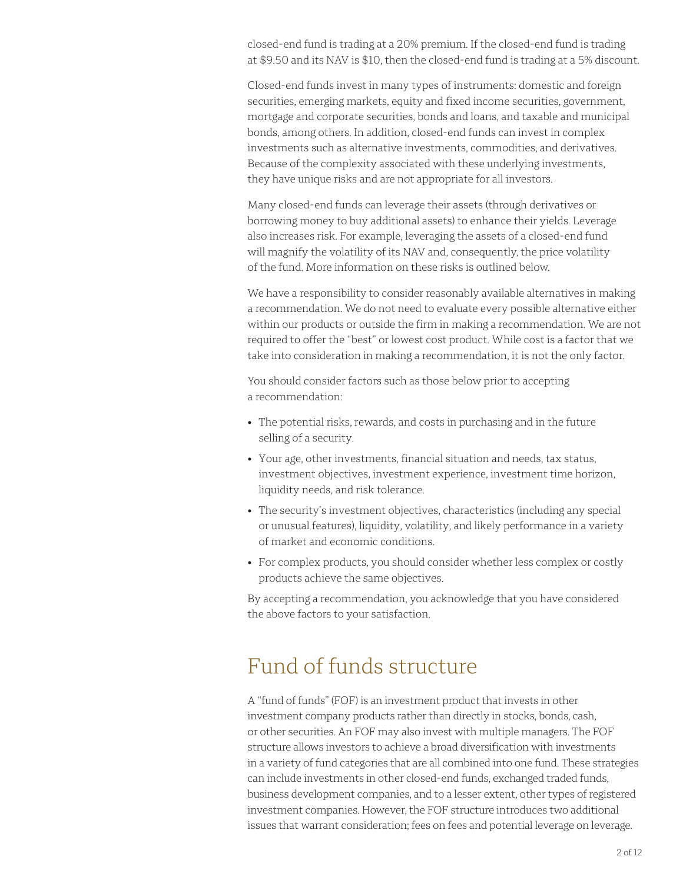closed-end fund is trading at a 20% premium. If the closed-end fund is trading at $9.50 and its NAV is $10, then the closed-end fund is trading at a 5% discount.

Closed-end funds invest in many types of instruments: domestic and foreign securities, emerging markets, equity and fixed income securities, government, mortgage and corporate securities, bonds and loans, and taxable and municipal bonds, among others. In addition, closed-end funds can invest in complex investments such as alternative investments, commodities, and derivatives. Because of the complexity associated with these underlying investments, they have unique risks and are not appropriate for all investors.

Many closed-end funds can leverage their assets (through derivatives or borrowing money to buy additional assets) to enhance their yields. Leverage also increases risk. For example, leveraging the assets of a closed-end fund will magnify the volatility of its NAV and, consequently, the price volatility of the fund. More information on these risks is outlined below.

We have a responsibility to consider reasonably available alternatives in making a recommendation. We do not need to evaluate every possible alternative either within our products or outside the firm in making a recommendation. We are not required to offer the "best" or lowest cost product. While cost is a factor that we take into consideration in making a recommendation, it is not the only factor.

You should consider factors such as those below prior to accepting a recommendation:

- The potential risks, rewards, and costs in purchasing and in the future selling of a security.
- Your age, other investments, financial situation and needs, tax status, investment objectives, investment experience, investment time horizon, liquidity needs, and risk tolerance.
- The security's investment objectives, characteristics (including any special or unusual features), liquidity, volatility, and likely performance in a variety of market and economic conditions.
- For complex products, you should consider whether less complex or costly products achieve the same objectives.

By accepting a recommendation, you acknowledge that you have considered the above factors to your satisfaction.

## Fund of funds structure

A "fund of funds" (FOF) is an investment product that invests in other investment company products rather than directly in stocks, bonds, cash, or other securities. An FOF may also invest with multiple managers. The FOF structure allows investors to achieve a broad diversification with investments in a variety of fund categories that are all combined into one fund. These strategies can include investments in other closed-end funds, exchanged traded funds, business development companies, and to a lesser extent, other types of registered investment companies. However, the FOF structure introduces two additional issues that warrant consideration; fees on fees and potential leverage on leverage.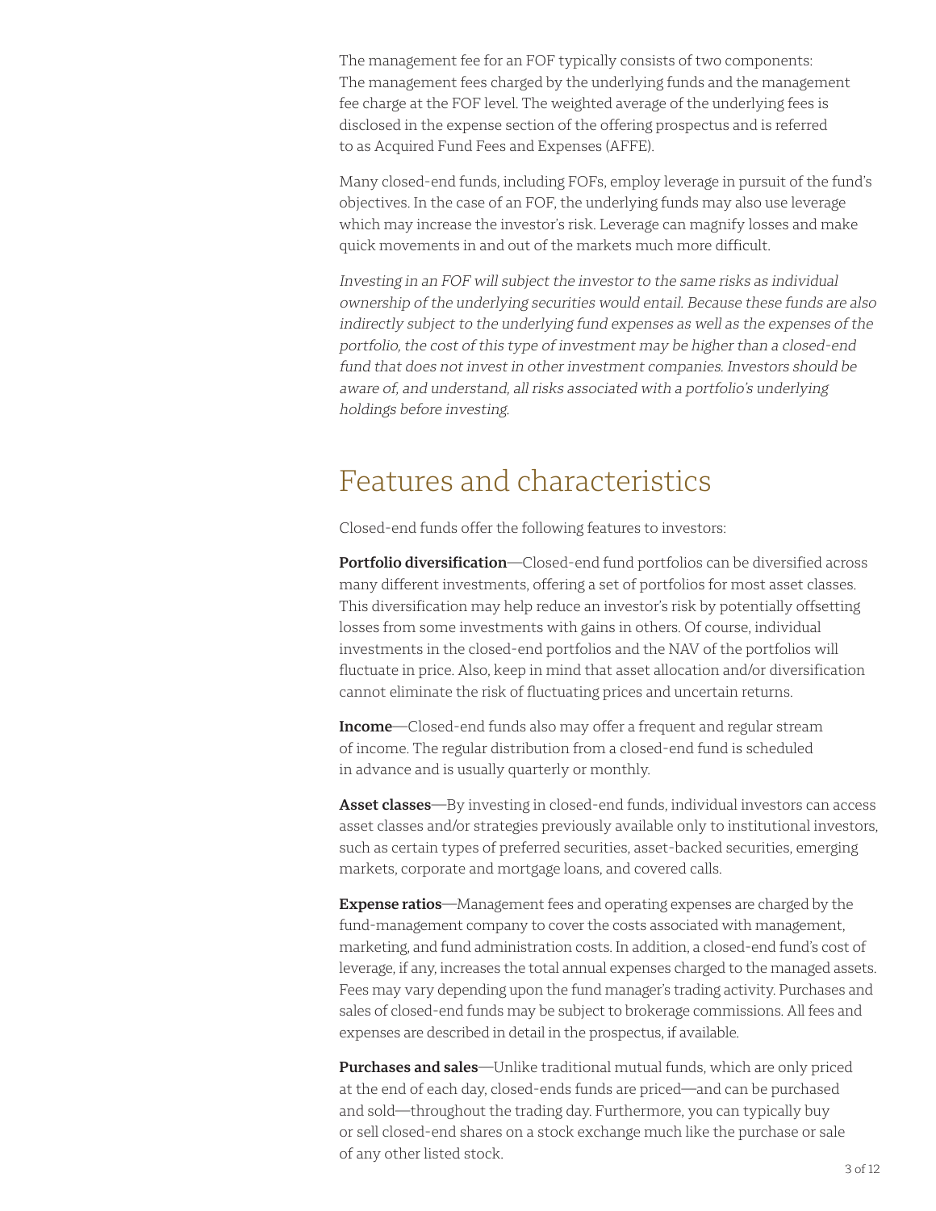The management fee for an FOF typically consists of two components: The management fees charged by the underlying funds and the management fee charge at the FOF level. The weighted average of the underlying fees is disclosed in the expense section of the offering prospectus and is referred to as Acquired Fund Fees and Expenses (AFFE).

Many closed-end funds, including FOFs, employ leverage in pursuit of the fund's objectives. In the case of an FOF, the underlying funds may also use leverage which may increase the investor's risk. Leverage can magnify losses and make quick movements in and out of the markets much more difficult.

*Investing in an FOF will subject the investor to the same risks as individual ownership of the underlying securities would entail. Because these funds are also indirectly subject to the underlying fund expenses as well as the expenses of the portfolio, the cost of this type of investment may be higher than a closed-end fund that does not invest in other investment companies. Investors should be aware of, and understand, all risks associated with a portfolio's underlying holdings before investing.*

## Features and characteristics

Closed-end funds offer the following features to investors:

**Portfolio diversification**—Closed-end fund portfolios can be diversified across many different investments, offering a set of portfolios for most asset classes. This diversification may help reduce an investor's risk by potentially offsetting losses from some investments with gains in others. Of course, individual investments in the closed-end portfolios and the NAV of the portfolios will fluctuate in price. Also, keep in mind that asset allocation and/or diversification cannot eliminate the risk of fluctuating prices and uncertain returns.

**Income**—Closed-end funds also may offer a frequent and regular stream of income. The regular distribution from a closed-end fund is scheduled in advance and is usually quarterly or monthly.

**Asset classes**—By investing in closed-end funds, individual investors can access asset classes and/or strategies previously available only to institutional investors, such as certain types of preferred securities, asset-backed securities, emerging markets, corporate and mortgage loans, and covered calls.

**Expense ratios**—Management fees and operating expenses are charged by the fund-management company to cover the costs associated with management, marketing, and fund administration costs. In addition, a closed-end fund's cost of leverage, if any, increases the total annual expenses charged to the managed assets. Fees may vary depending upon the fund manager's trading activity. Purchases and sales of closed-end funds may be subject to brokerage commissions. All fees and expenses are described in detail in the prospectus, if available.

**Purchases and sales**—Unlike traditional mutual funds, which are only priced at the end of each day, closed-ends funds are priced—and can be purchased and sold—throughout the trading day. Furthermore, you can typically buy or sell closed-end shares on a stock exchange much like the purchase or sale of any other listed stock.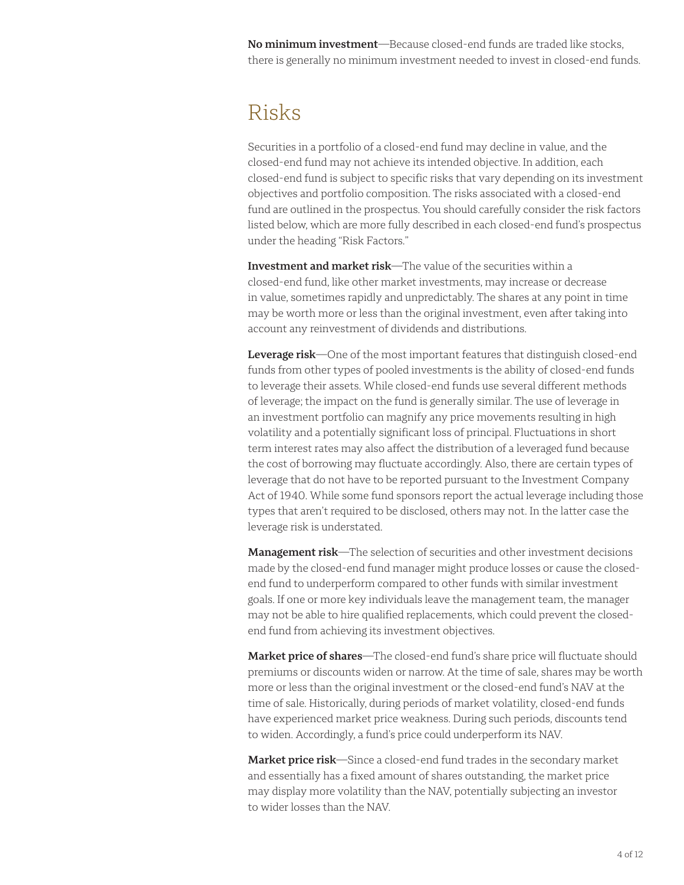**No minimum investment**—Because closed-end funds are traded like stocks, there is generally no minimum investment needed to invest in closed-end funds.

## Risks

Securities in a portfolio of a closed-end fund may decline in value, and the closed-end fund may not achieve its intended objective. In addition, each closed-end fund is subject to specific risks that vary depending on its investment objectives and portfolio composition. The risks associated with a closed-end fund are outlined in the prospectus. You should carefully consider the risk factors listed below, which are more fully described in each closed-end fund's prospectus under the heading "Risk Factors."

**Investment and market risk**—The value of the securities within a closed-end fund, like other market investments, may increase or decrease in value, sometimes rapidly and unpredictably. The shares at any point in time may be worth more or less than the original investment, even after taking into account any reinvestment of dividends and distributions.

**Leverage risk**—One of the most important features that distinguish closed-end funds from other types of pooled investments is the ability of closed-end funds to leverage their assets. While closed-end funds use several different methods of leverage; the impact on the fund is generally similar. The use of leverage in an investment portfolio can magnify any price movements resulting in high volatility and a potentially significant loss of principal. Fluctuations in short term interest rates may also affect the distribution of a leveraged fund because the cost of borrowing may fluctuate accordingly. Also, there are certain types of leverage that do not have to be reported pursuant to the Investment Company Act of 1940. While some fund sponsors report the actual leverage including those types that aren't required to be disclosed, others may not. In the latter case the leverage risk is understated.

**Management risk**—The selection of securities and other investment decisions made by the closed-end fund manager might produce losses or cause the closed-end fund to underperform compared to other funds with similar investment goals. If one or more key individuals leave the management team, the manager may not be able to hire qualified replacements, which could prevent the closed-end fund from achieving its investment objectives.

**Market price of shares**—The closed-end fund's share price will fluctuate should premiums or discounts widen or narrow. At the time of sale, shares may be worth more or less than the original investment or the closed-end fund's NAV at the time of sale. Historically, during periods of market volatility, closed-end funds have experienced market price weakness. During such periods, discounts tend to widen. Accordingly, a fund's price could underperform its NAV.

**Market price risk**—Since a closed-end fund trades in the secondary market and essentially has a fixed amount of shares outstanding, the market price may display more volatility than the NAV, potentially subjecting an investor to wider losses than the NAV.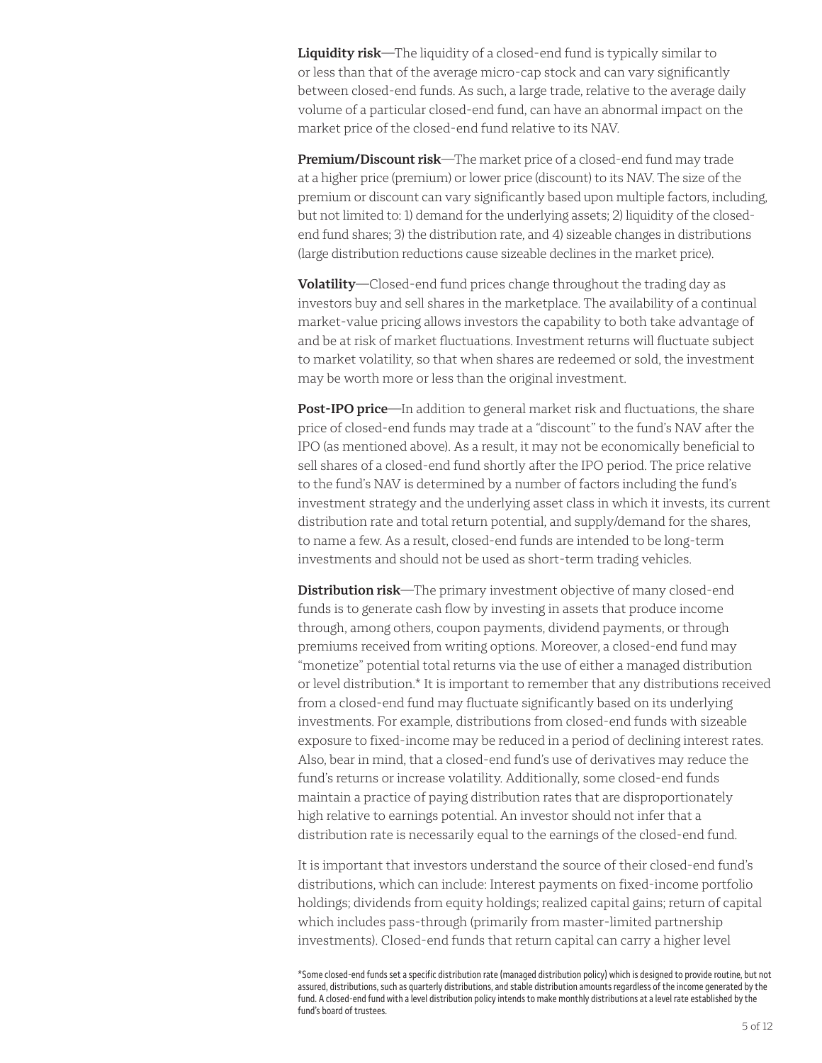**Liquidity risk**—The liquidity of a closed-end fund is typically similar to or less than that of the average micro-cap stock and can vary significantly between closed-end funds. As such, a large trade, relative to the average daily volume of a particular closed-end fund, can have an abnormal impact on the market price of the closed-end fund relative to its NAV.

**Premium/Discount risk**—The market price of a closed-end fund may trade at a higher price (premium) or lower price (discount) to its NAV. The size of the premium or discount can vary significantly based upon multiple factors, including, but not limited to: 1) demand for the underlying assets; 2) liquidity of the closed-end fund shares; 3) the distribution rate, and 4) sizeable changes in distributions (large distribution reductions cause sizeable declines in the market price).

**Volatility**—Closed-end fund prices change throughout the trading day as investors buy and sell shares in the marketplace. The availability of a continual market-value pricing allows investors the capability to both take advantage of and be at risk of market fluctuations. Investment returns will fluctuate subject to market volatility, so that when shares are redeemed or sold, the investment may be worth more or less than the original investment.

**Post-IPO price**—In addition to general market risk and fluctuations, the share price of closed-end funds may trade at a "discount" to the fund's NAV after the IPO (as mentioned above). As a result, it may not be economically beneficial to sell shares of a closed-end fund shortly after the IPO period. The price relative to the fund's NAV is determined by a number of factors including the fund's investment strategy and the underlying asset class in which it invests, its current distribution rate and total return potential, and supply/demand for the shares, to name a few. As a result, closed-end funds are intended to be long-term investments and should not be used as short-term trading vehicles.

**Distribution risk**—The primary investment objective of many closed-end funds is to generate cash flow by investing in assets that produce income through, among others, coupon payments, dividend payments, or through premiums received from writing options. Moreover, a closed-end fund may "monetize" potential total returns via the use of either a managed distribution or level distribution.* It is important to remember that any distributions received from a closed-end fund may fluctuate significantly based on its underlying investments. For example, distributions from closed-end funds with sizeable exposure to fixed-income may be reduced in a period of declining interest rates. Also, bear in mind, that a closed-end fund's use of derivatives may reduce the fund's returns or increase volatility. Additionally, some closed-end funds maintain a practice of paying distribution rates that are disproportionately high relative to earnings potential. An investor should not infer that a distribution rate is necessarily equal to the earnings of the closed-end fund.

It is important that investors understand the source of their closed-end fund's distributions, which can include: Interest payments on fixed-income portfolio holdings; dividends from equity holdings; realized capital gains; return of capital which includes pass-through (primarily from master-limited partnership investments). Closed-end funds that return capital can carry a higher level

*Some closed-end funds set a specific distribution rate (managed distribution policy) which is designed to provide routine, but not assured, distributions, such as quarterly distributions, and stable distribution amounts regardless of the income generated by the fund. A closed-end fund with a level distribution policy intends to make monthly distributions at a level rate established by the fund's board of trustees.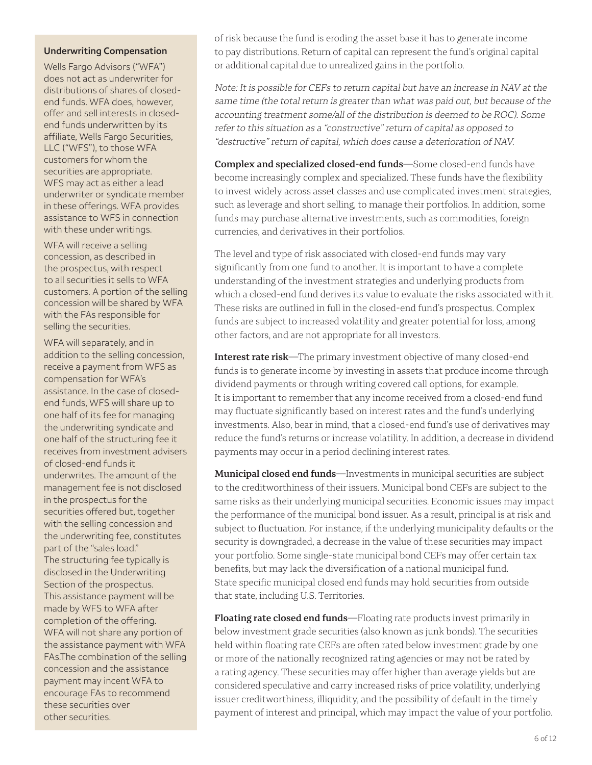of risk because the fund is eroding the asset base it has to generate income to pay distributions. Return of capital can represent the fund's original capital or additional capital due to unrealized gains in the portfolio.

*Note: It is possible for CEFs to return capital but have an increase in NAV at the same time (the total return is greater than what was paid out, but because of the accounting treatment some/all of the distribution is deemed to be ROC). Some refer to this situation as a "constructive" return of capital as opposed to "destructive" return of capital, which does cause a deterioration of NAV.*

**Complex and specialized closed-end funds**—Some closed-end funds have become increasingly complex and specialized. These funds have the flexibility to invest widely across asset classes and use complicated investment strategies, such as leverage and short selling, to manage their portfolios. In addition, some funds may purchase alternative investments, such as commodities, foreign currencies, and derivatives in their portfolios.

The level and type of risk associated with closed-end funds may vary significantly from one fund to another. It is important to have a complete understanding of the investment strategies and underlying products from which a closed-end fund derives its value to evaluate the risks associated with it. These risks are outlined in full in the closed-end fund's prospectus. Complex funds are subject to increased volatility and greater potential for loss, among other factors, and are not appropriate for all investors.

**Interest rate risk**—The primary investment objective of many closed-end funds is to generate income by investing in assets that produce income through dividend payments or through writing covered call options, for example. It is important to remember that any income received from a closed-end fund may fluctuate significantly based on interest rates and the fund's underlying investments. Also, bear in mind, that a closed-end fund's use of derivatives may reduce the fund's returns or increase volatility. In addition, a decrease in dividend payments may occur in a period declining interest rates.

**Municipal closed end funds**—Investments in municipal securities are subject to the creditworthiness of their issuers. Municipal bond CEFs are subject to the same risks as their underlying municipal securities. Economic issues may impact the performance of the municipal bond issuer. As a result, principal is at risk and subject to fluctuation. For instance, if the underlying municipality defaults or the security is downgraded, a decrease in the value of these securities may impact your portfolio. Some single-state municipal bond CEFs may offer certain tax benefits, but may lack the diversification of a national municipal fund. State specific municipal closed end funds may hold securities from outside that state, including U.S. Territories.

**Floating rate closed end funds**—Floating rate products invest primarily in below investment grade securities (also known as junk bonds). The securities held within floating rate CEFs are often rated below investment grade by one or more of the nationally recognized rating agencies or may not be rated by a rating agency. These securities may offer higher than average yields but are considered speculative and carry increased risks of price volatility, underlying issuer creditworthiness, illiquidity, and the possibility of default in the timely payment of interest and principal, which may impact the value of your portfolio.

**Underwriting Compensation**

Wells Fargo Advisors ("WFA") does not act as underwriter for distributions of shares of closed-end funds. WFA does, however, offer and sell interests in closed-end funds underwritten by its affiliate, Wells Fargo Securities, LLC ("WFS"), to those WFA customers for whom the securities are appropriate. WFS may act as either a lead underwriter or syndicate member in these offerings. WFA provides assistance to WFS in connection with these under writings.

WFA will receive a selling concession, as described in the prospectus, with respect to all securities it sells to WFA customers. A portion of the selling concession will be shared by WFA with the FAs responsible for selling the securities.

WFA will separately, and in addition to the selling concession, receive a payment from WFS as compensation for WFA's assistance. In the case of closed-end funds, WFS will share up to one half of its fee for managing the underwriting syndicate and one half of the structuring fee it receives from investment advisers of closed-end funds it underwrites. The amount of the management fee is not disclosed in the prospectus for the securities offered but, together with the selling concession and the underwriting fee, constitutes part of the "sales load." The structuring fee typically is disclosed in the Underwriting Section of the prospectus. This assistance payment will be made by WFS to WFA after completion of the offering. WFA will not share any portion of the assistance payment with WFA FAs.The combination of the selling concession and the assistance payment may incent WFA to encourage FAs to recommend these securities over other securities.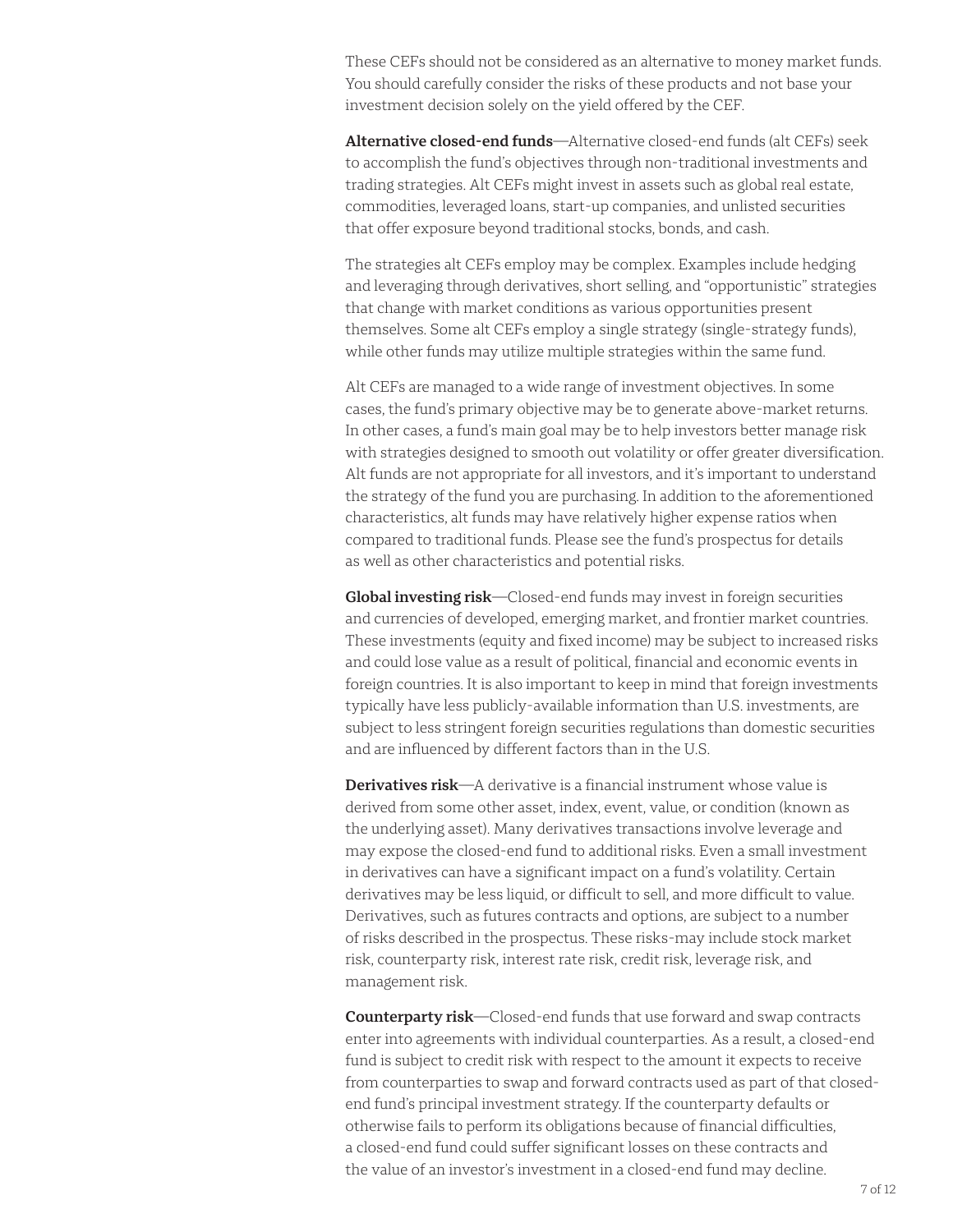These CEFs should not be considered as an alternative to money market funds. You should carefully consider the risks of these products and not base your investment decision solely on the yield offered by the CEF.

**Alternative closed-end funds**—Alternative closed-end funds (alt CEFs) seek to accomplish the fund's objectives through non-traditional investments and trading strategies. Alt CEFs might invest in assets such as global real estate, commodities, leveraged loans, start-up companies, and unlisted securities that offer exposure beyond traditional stocks, bonds, and cash.

The strategies alt CEFs employ may be complex. Examples include hedging and leveraging through derivatives, short selling, and "opportunistic" strategies that change with market conditions as various opportunities present themselves. Some alt CEFs employ a single strategy (single-strategy funds), while other funds may utilize multiple strategies within the same fund.

Alt CEFs are managed to a wide range of investment objectives. In some cases, the fund's primary objective may be to generate above-market returns. In other cases, a fund's main goal may be to help investors better manage risk with strategies designed to smooth out volatility or offer greater diversification. Alt funds are not appropriate for all investors, and it's important to understand the strategy of the fund you are purchasing. In addition to the aforementioned characteristics, alt funds may have relatively higher expense ratios when compared to traditional funds. Please see the fund's prospectus for details as well as other characteristics and potential risks.

**Global investing risk**—Closed-end funds may invest in foreign securities and currencies of developed, emerging market, and frontier market countries. These investments (equity and fixed income) may be subject to increased risks and could lose value as a result of political, financial and economic events in foreign countries. It is also important to keep in mind that foreign investments typically have less publicly-available information than U.S. investments, are subject to less stringent foreign securities regulations than domestic securities and are influenced by different factors than in the U.S.

**Derivatives risk**—A derivative is a financial instrument whose value is derived from some other asset, index, event, value, or condition (known as the underlying asset). Many derivatives transactions involve leverage and may expose the closed-end fund to additional risks. Even a small investment in derivatives can have a significant impact on a fund's volatility. Certain derivatives may be less liquid, or difficult to sell, and more difficult to value. Derivatives, such as futures contracts and options, are subject to a number of risks described in the prospectus. These risks-may include stock market risk, counterparty risk, interest rate risk, credit risk, leverage risk, and management risk.

**Counterparty risk**—Closed-end funds that use forward and swap contracts enter into agreements with individual counterparties. As a result, a closed-end fund is subject to credit risk with respect to the amount it expects to receive from counterparties to swap and forward contracts used as part of that closed-end fund's principal investment strategy. If the counterparty defaults or otherwise fails to perform its obligations because of financial difficulties, a closed-end fund could suffer significant losses on these contracts and the value of an investor's investment in a closed-end fund may decline.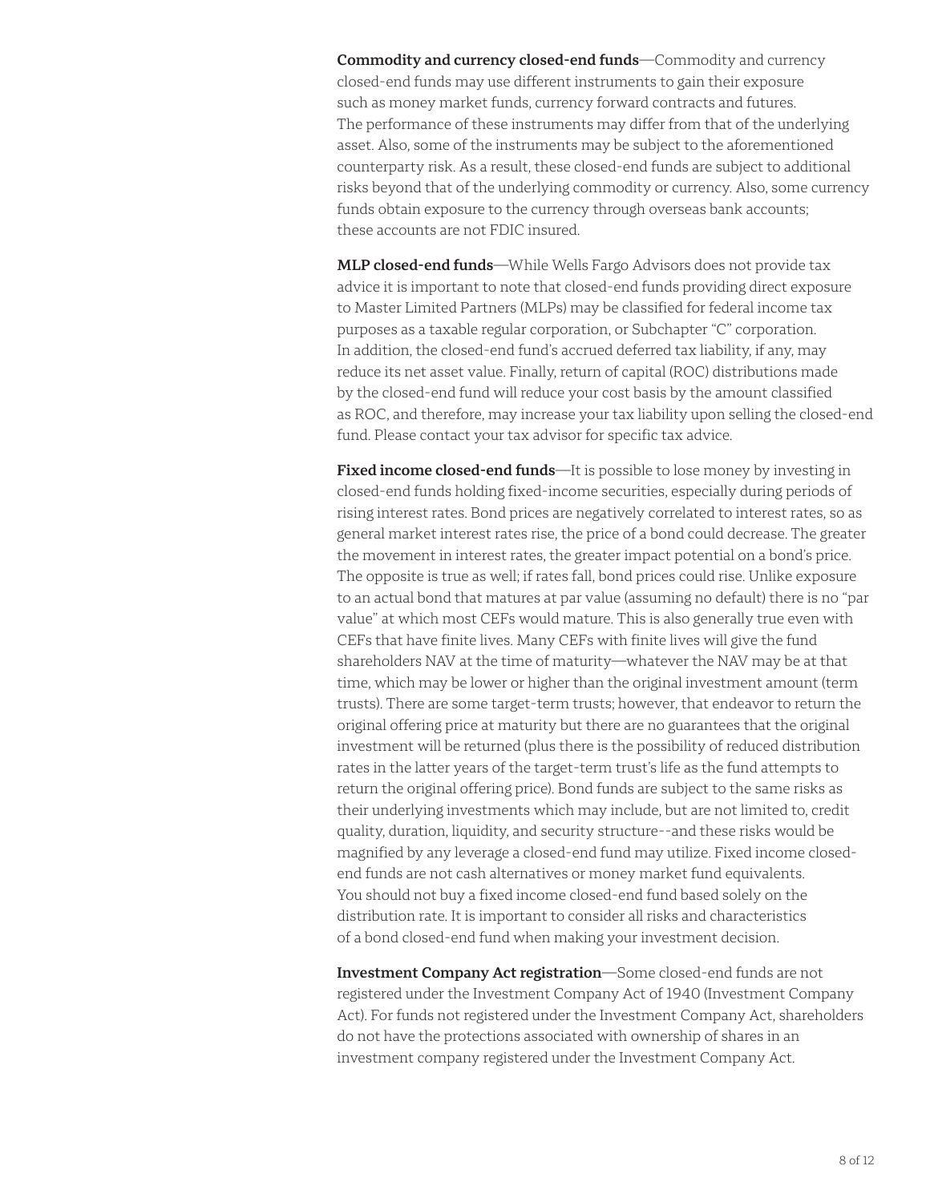**Commodity and currency closed-end funds**—Commodity and currency closed-end funds may use different instruments to gain their exposure such as money market funds, currency forward contracts and futures. The performance of these instruments may differ from that of the underlying asset. Also, some of the instruments may be subject to the aforementioned counterparty risk. As a result, these closed-end funds are subject to additional risks beyond that of the underlying commodity or currency. Also, some currency funds obtain exposure to the currency through overseas bank accounts; these accounts are not FDIC insured.

**MLP closed-end funds**—While Wells Fargo Advisors does not provide tax advice it is important to note that closed-end funds providing direct exposure to Master Limited Partners (MLPs) may be classified for federal income tax purposes as a taxable regular corporation, or Subchapter "C" corporation. In addition, the closed-end fund's accrued deferred tax liability, if any, may reduce its net asset value. Finally, return of capital (ROC) distributions made by the closed-end fund will reduce your cost basis by the amount classified as ROC, and therefore, may increase your tax liability upon selling the closed-end fund. Please contact your tax advisor for specific tax advice.

**Fixed income closed-end funds**—It is possible to lose money by investing in closed-end funds holding fixed-income securities, especially during periods of rising interest rates. Bond prices are negatively correlated to interest rates, so as general market interest rates rise, the price of a bond could decrease. The greater the movement in interest rates, the greater impact potential on a bond's price. The opposite is true as well; if rates fall, bond prices could rise. Unlike exposure to an actual bond that matures at par value (assuming no default) there is no "par value" at which most CEFs would mature. This is also generally true even with CEFs that have finite lives. Many CEFs with finite lives will give the fund shareholders NAV at the time of maturity—whatever the NAV may be at that time, which may be lower or higher than the original investment amount (term trusts). There are some target-term trusts; however, that endeavor to return the original offering price at maturity but there are no guarantees that the original investment will be returned (plus there is the possibility of reduced distribution rates in the latter years of the target-term trust's life as the fund attempts to return the original offering price). Bond funds are subject to the same risks as their underlying investments which may include, but are not limited to, credit quality, duration, liquidity, and security structure--and these risks would be magnified by any leverage a closed-end fund may utilize. Fixed income closed-end funds are not cash alternatives or money market fund equivalents. You should not buy a fixed income closed-end fund based solely on the distribution rate. It is important to consider all risks and characteristics of a bond closed-end fund when making your investment decision.

**Investment Company Act registration**—Some closed-end funds are not registered under the Investment Company Act of 1940 (Investment Company Act). For funds not registered under the Investment Company Act, shareholders do not have the protections associated with ownership of shares in an investment company registered under the Investment Company Act.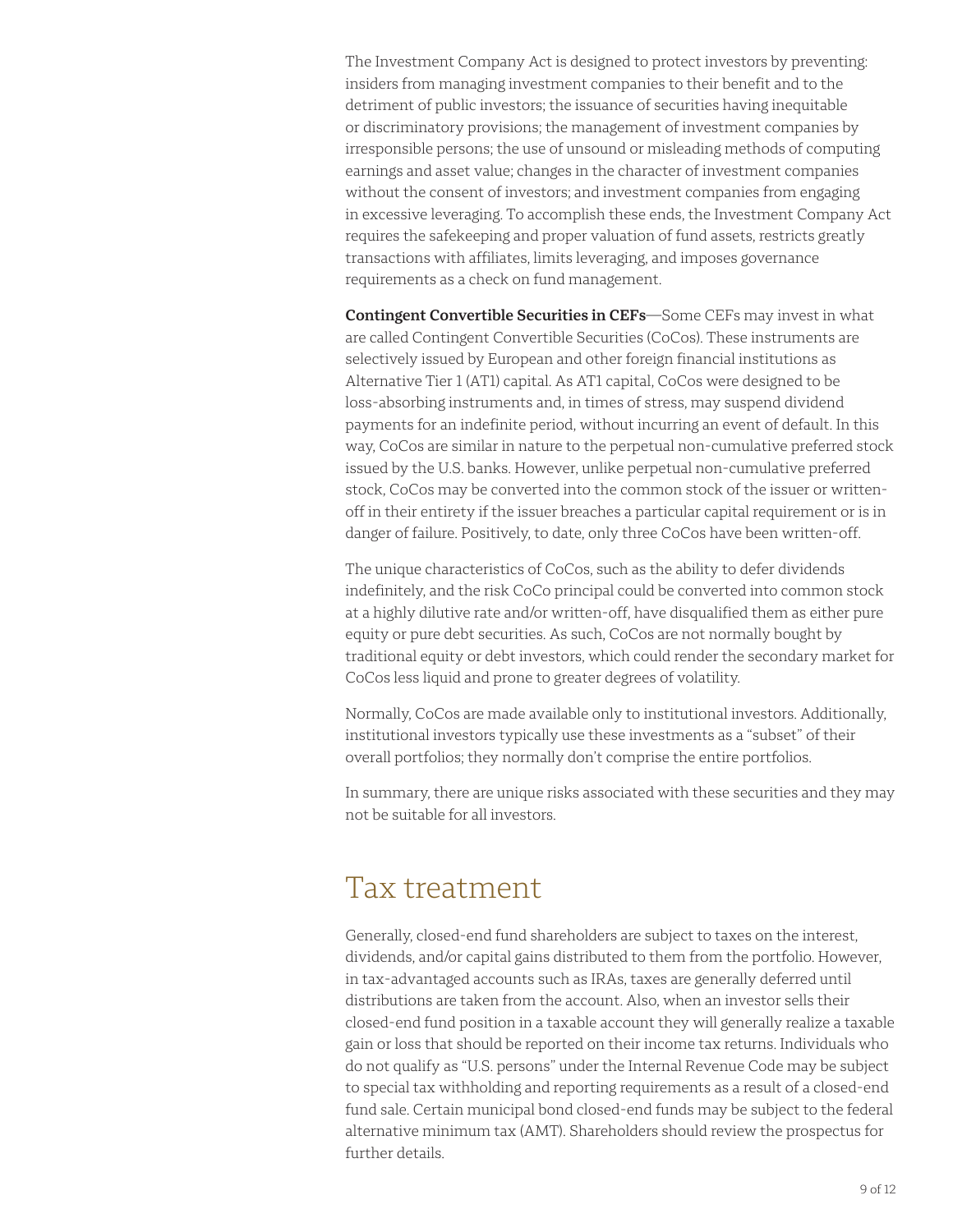The Investment Company Act is designed to protect investors by preventing: insiders from managing investment companies to their benefit and to the detriment of public investors; the issuance of securities having inequitable or discriminatory provisions; the management of investment companies by irresponsible persons; the use of unsound or misleading methods of computing earnings and asset value; changes in the character of investment companies without the consent of investors; and investment companies from engaging in excessive leveraging. To accomplish these ends, the Investment Company Act requires the safekeeping and proper valuation of fund assets, restricts greatly transactions with affiliates, limits leveraging, and imposes governance requirements as a check on fund management.

**Contingent Convertible Securities in CEFs**—Some CEFs may invest in what are called Contingent Convertible Securities (CoCos). These instruments are selectively issued by European and other foreign financial institutions as Alternative Tier 1 (AT1) capital. As AT1 capital, CoCos were designed to be loss-absorbing instruments and, in times of stress, may suspend dividend payments for an indefinite period, without incurring an event of default. In this way, CoCos are similar in nature to the perpetual non-cumulative preferred stock issued by the U.S. banks. However, unlike perpetual non-cumulative preferred stock, CoCos may be converted into the common stock of the issuer or written-off in their entirety if the issuer breaches a particular capital requirement or is in danger of failure. Positively, to date, only three CoCos have been written-off.

The unique characteristics of CoCos, such as the ability to defer dividends indefinitely, and the risk CoCo principal could be converted into common stock at a highly dilutive rate and/or written-off, have disqualified them as either pure equity or pure debt securities. As such, CoCos are not normally bought by traditional equity or debt investors, which could render the secondary market for CoCos less liquid and prone to greater degrees of volatility.

Normally, CoCos are made available only to institutional investors. Additionally, institutional investors typically use these investments as a "subset" of their overall portfolios; they normally don't comprise the entire portfolios.

In summary, there are unique risks associated with these securities and they may not be suitable for all investors.

## Tax treatment

Generally, closed-end fund shareholders are subject to taxes on the interest, dividends, and/or capital gains distributed to them from the portfolio. However, in tax-advantaged accounts such as IRAs, taxes are generally deferred until distributions are taken from the account. Also, when an investor sells their closed-end fund position in a taxable account they will generally realize a taxable gain or loss that should be reported on their income tax returns. Individuals who do not qualify as "U.S. persons" under the Internal Revenue Code may be subject to special tax withholding and reporting requirements as a result of a closed-end fund sale. Certain municipal bond closed-end funds may be subject to the federal alternative minimum tax (AMT). Shareholders should review the prospectus for further details.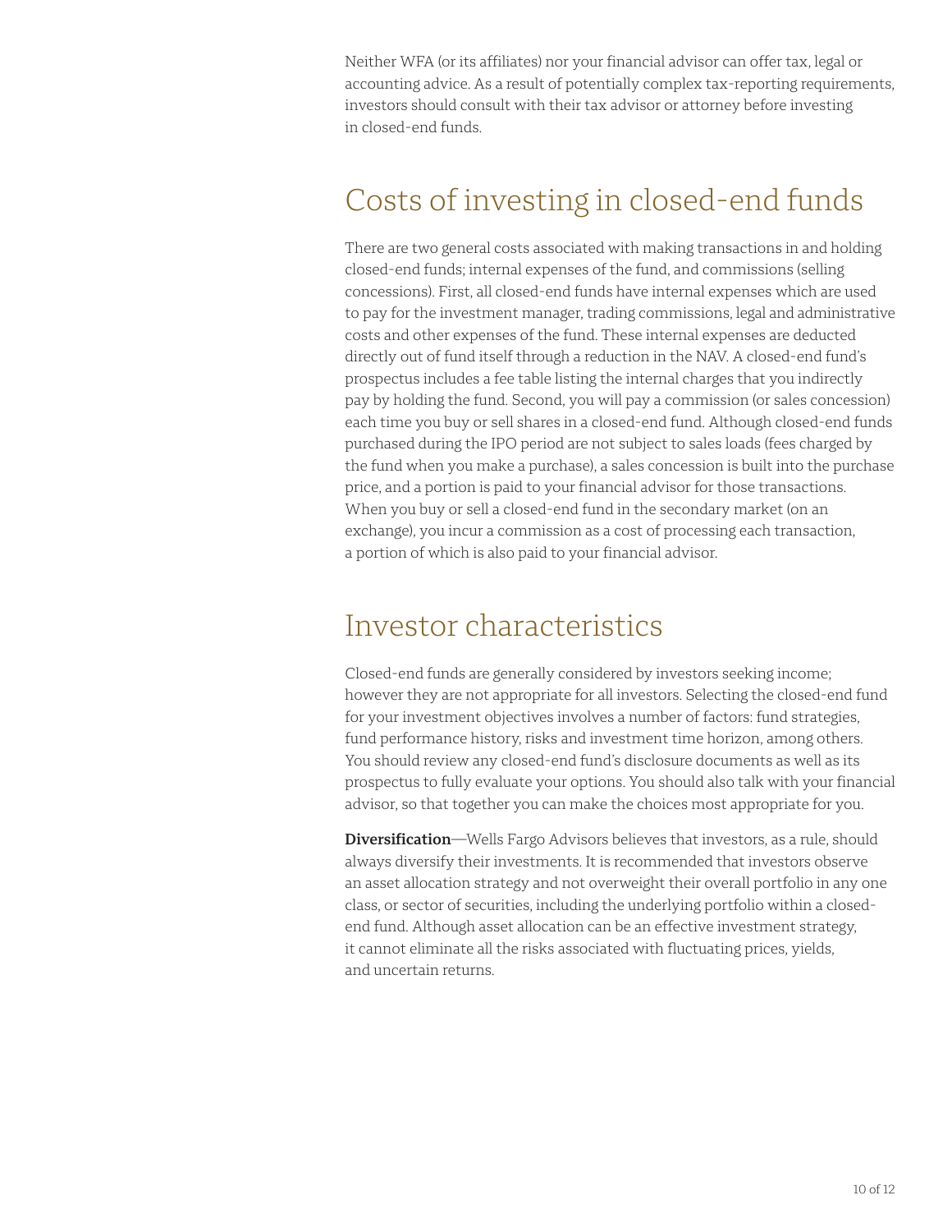Neither WFA (or its affiliates) nor your financial advisor can offer tax, legal or accounting advice. As a result of potentially complex tax-reporting requirements, investors should consult with their tax advisor or attorney before investing in closed-end funds.

## Costs of investing in closed-end funds

There are two general costs associated with making transactions in and holding closed-end funds; internal expenses of the fund, and commissions (selling concessions). First, all closed-end funds have internal expenses which are used to pay for the investment manager, trading commissions, legal and administrative costs and other expenses of the fund. These internal expenses are deducted directly out of fund itself through a reduction in the NAV. A closed-end fund's prospectus includes a fee table listing the internal charges that you indirectly pay by holding the fund. Second, you will pay a commission (or sales concession) each time you buy or sell shares in a closed-end fund. Although closed-end funds purchased during the IPO period are not subject to sales loads (fees charged by the fund when you make a purchase), a sales concession is built into the purchase price, and a portion is paid to your financial advisor for those transactions. When you buy or sell a closed-end fund in the secondary market (on an exchange), you incur a commission as a cost of processing each transaction, a portion of which is also paid to your financial advisor.

## Investor characteristics

Closed-end funds are generally considered by investors seeking income; however they are not appropriate for all investors. Selecting the closed-end fund for your investment objectives involves a number of factors: fund strategies, fund performance history, risks and investment time horizon, among others. You should review any closed-end fund's disclosure documents as well as its prospectus to fully evaluate your options. You should also talk with your financial advisor, so that together you can make the choices most appropriate for you.

**Diversification**—Wells Fargo Advisors believes that investors, as a rule, should always diversify their investments. It is recommended that investors observe an asset allocation strategy and not overweight their overall portfolio in any one class, or sector of securities, including the underlying portfolio within a closed-end fund. Although asset allocation can be an effective investment strategy, it cannot eliminate all the risks associated with fluctuating prices, yields, and uncertain returns.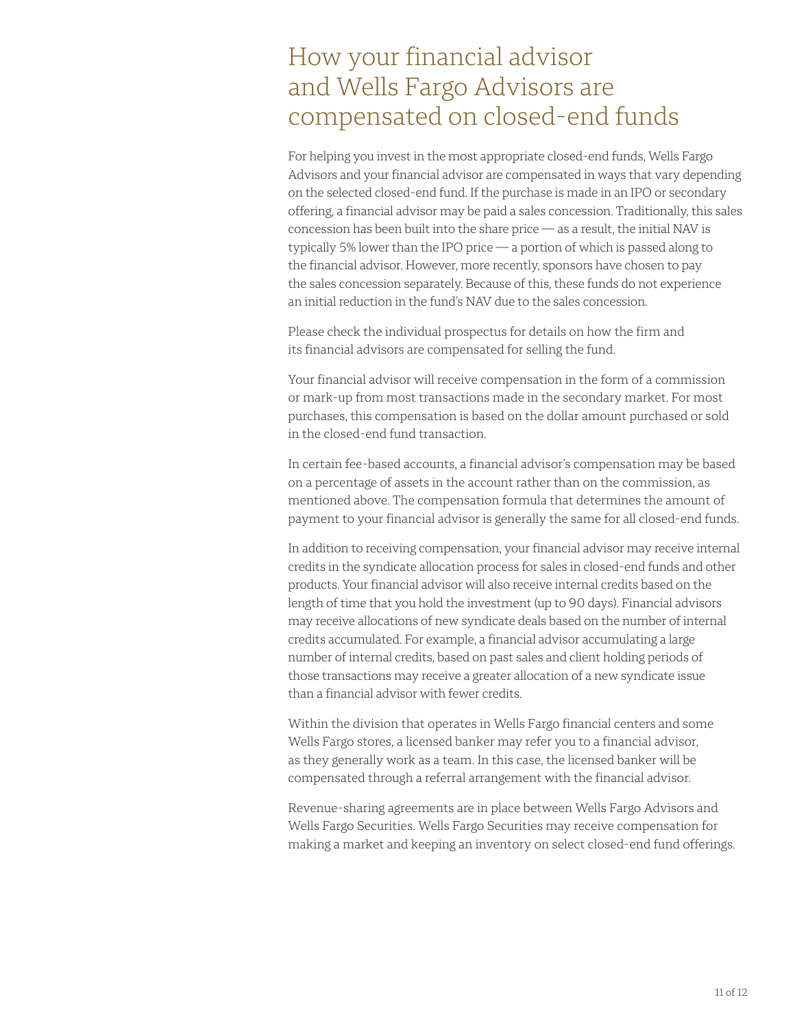# How your financial advisor and Wells Fargo Advisors are compensated on closed-end funds

For helping you invest in the most appropriate closed-end funds, Wells Fargo Advisors and your financial advisor are compensated in ways that vary depending on the selected closed-end fund. If the purchase is made in an IPO or secondary offering, a financial advisor may be paid a sales concession. Traditionally, this sales concession has been built into the share price — as a result, the initial NAV is typically 5% lower than the IPO price — a portion of which is passed along to the financial advisor. However, more recently, sponsors have chosen to pay the sales concession separately. Because of this, these funds do not experience an initial reduction in the fund's NAV due to the sales concession.

Please check the individual prospectus for details on how the firm and its financial advisors are compensated for selling the fund.

Your financial advisor will receive compensation in the form of a commission or mark-up from most transactions made in the secondary market. For most purchases, this compensation is based on the dollar amount purchased or sold in the closed-end fund transaction.

In certain fee-based accounts, a financial advisor's compensation may be based on a percentage of assets in the account rather than on the commission, as mentioned above. The compensation formula that determines the amount of payment to your financial advisor is generally the same for all closed-end funds.

In addition to receiving compensation, your financial advisor may receive internal credits in the syndicate allocation process for sales in closed-end funds and other products. Your financial advisor will also receive internal credits based on the length of time that you hold the investment (up to 90 days). Financial advisors may receive allocations of new syndicate deals based on the number of internal credits accumulated. For example, a financial advisor accumulating a large number of internal credits, based on past sales and client holding periods of those transactions may receive a greater allocation of a new syndicate issue than a financial advisor with fewer credits.

Within the division that operates in Wells Fargo financial centers and some Wells Fargo stores, a licensed banker may refer you to a financial advisor, as they generally work as a team. In this case, the licensed banker will be compensated through a referral arrangement with the financial advisor.

Revenue-sharing agreements are in place between Wells Fargo Advisors and Wells Fargo Securities. Wells Fargo Securities may receive compensation for making a market and keeping an inventory on select closed-end fund offerings.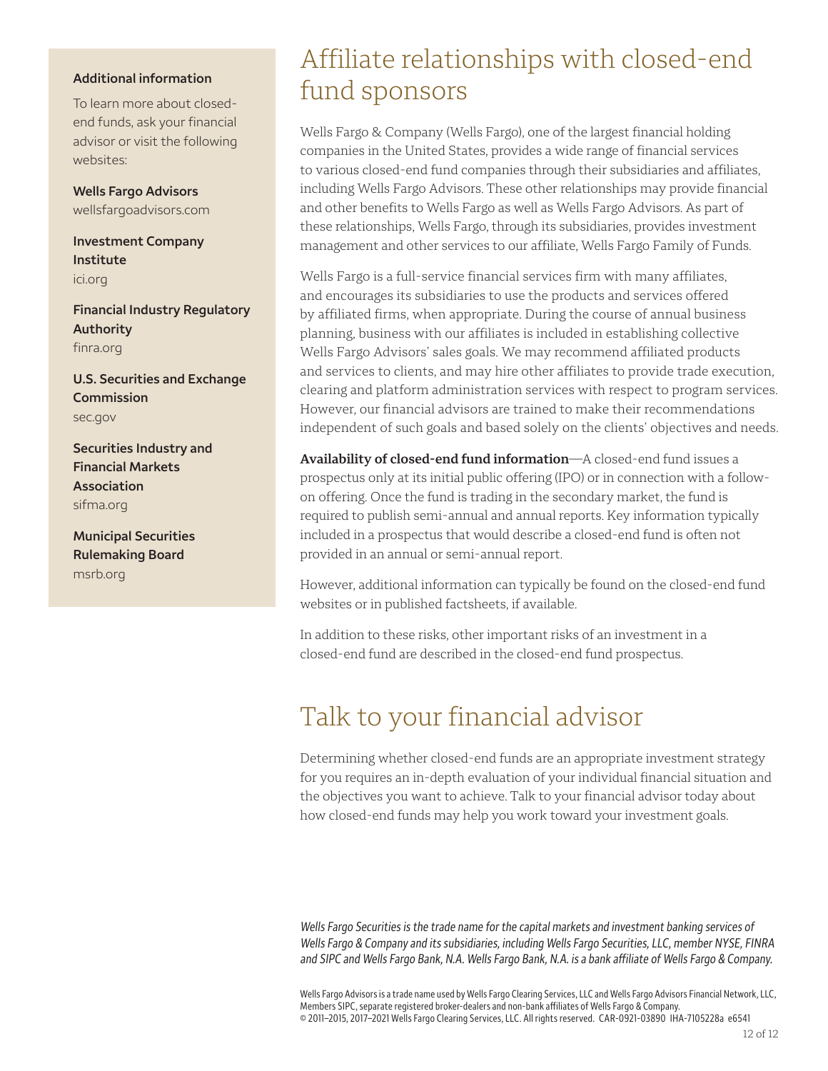# Affiliate relationships with closed-end fund sponsors

Wells Fargo & Company (Wells Fargo), one of the largest financial holding companies in the United States, provides a wide range of financial services to various closed-end fund companies through their subsidiaries and affiliates, including Wells Fargo Advisors. These other relationships may provide financial and other benefits to Wells Fargo as well as Wells Fargo Advisors. As part of these relationships, Wells Fargo, through its subsidiaries, provides investment management and other services to our affiliate, Wells Fargo Family of Funds.

Wells Fargo is a full-service financial services firm with many affiliates, and encourages its subsidiaries to use the products and services offered by affiliated firms, when appropriate. During the course of annual business planning, business with our affiliates is included in establishing collective Wells Fargo Advisors' sales goals. We may recommend affiliated products and services to clients, and may hire other affiliates to provide trade execution, clearing and platform administration services with respect to program services. However, our financial advisors are trained to make their recommendations independent of such goals and based solely on the clients' objectives and needs.

**Availability of closed-end fund information**—A closed-end fund issues a prospectus only at its initial public offering (IPO) or in connection with a follow-on offering. Once the fund is trading in the secondary market, the fund is required to publish semi-annual and annual reports. Key information typically included in a prospectus that would describe a closed-end fund is often not provided in an annual or semi-annual report.

However, additional information can typically be found on the closed-end fund websites or in published factsheets, if available.

In addition to these risks, other important risks of an investment in a closed-end fund are described in the closed-end fund prospectus.

# Talk to your financial advisor

Determining whether closed-end funds are an appropriate investment strategy for you requires an in-depth evaluation of your individual financial situation and the objectives you want to achieve. Talk to your financial advisor today about how closed-end funds may help you work toward your investment goals.

**Additional information**

To learn more about closed-end funds, ask your financial advisor or visit the following websites:

**Wells Fargo Advisors**
wellsfargoadvisors.com

**Investment Company Institute**
ici.org

**Financial Industry Regulatory Authority**
finra.org

**U.S. Securities and Exchange Commission**
sec.gov

**Securities Industry and Financial Markets Association**
sifma.org

**Municipal Securities Rulemaking Board**
msrb.org

*Wells Fargo Securities is the trade name for the capital markets and investment banking services of Wells Fargo & Company and its subsidiaries, including Wells Fargo Securities, LLC, member NYSE, FINRA and SIPC and Wells Fargo Bank, N.A. Wells Fargo Bank, N.A. is a bank affiliate of Wells Fargo & Company.*

Wells Fargo Advisors is a trade name used by Wells Fargo Clearing Services, LLC and Wells Fargo Advisors Financial Network, LLC, Members SIPC, separate registered broker-dealers and non-bank affiliates of Wells Fargo & Company.
© 2011–2015, 2017–2021 Wells Fargo Clearing Services, LLC. All rights reserved. CAR-0921-03890 IHA-7105228a e6541